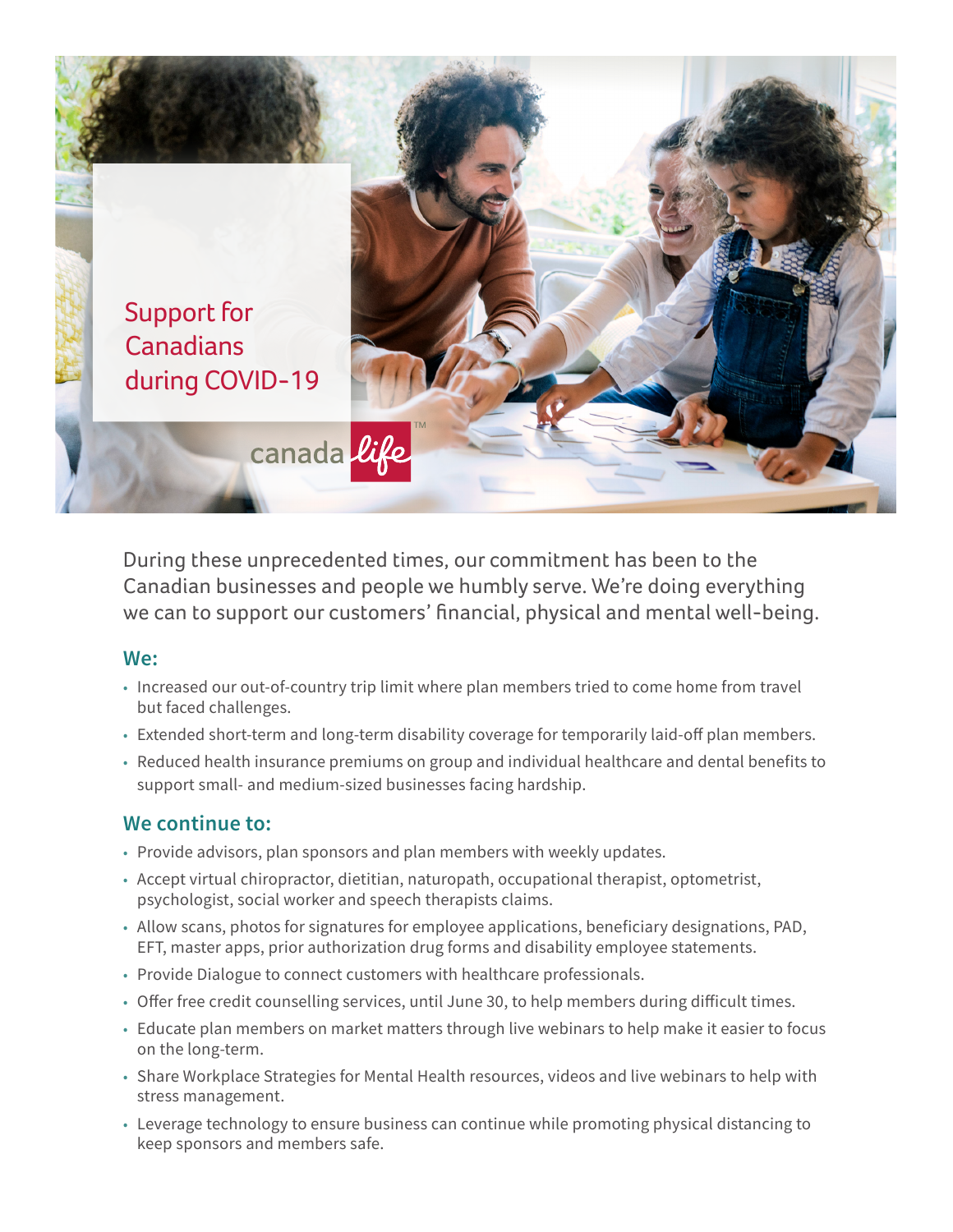# Support for Canadians during COVID-19

canada life™

During these unprecedented times, our commitment has been to the Canadian businesses and people we humbly serve. We're doing everything we can to support our customers' financial, physical and mental well-being.

## We:

- Increased our out-of-country trip limit where plan members tried to come home from travel but faced challenges.
- Extended short-term and long-term disability coverage for temporarily laid-off plan members.
- Reduced health insurance premiums on group and individual healthcare and dental benefits to support small- and medium-sized businesses facing hardship.

## We continue to:

- Provide advisors, plan sponsors and plan members with weekly updates.
- Accept virtual chiropractor, dietitian, naturopath, occupational therapist, optometrist, psychologist, social worker and speech therapists claims.
- Allow scans, photos for signatures for employee applications, beneficiary designations, PAD, EFT, master apps, prior authorization drug forms and disability employee statements.
- Provide Dialogue to connect customers with healthcare professionals.
- Offer free credit counselling services, until June 30, to help members during difficult times.
- Educate plan members on market matters through live webinars to help make it easier to focus on the long-term.
- Share Workplace Strategies for Mental Health resources, videos and live webinars to help with stress management.
- Leverage technology to ensure business can continue while promoting physical distancing to keep sponsors and members safe.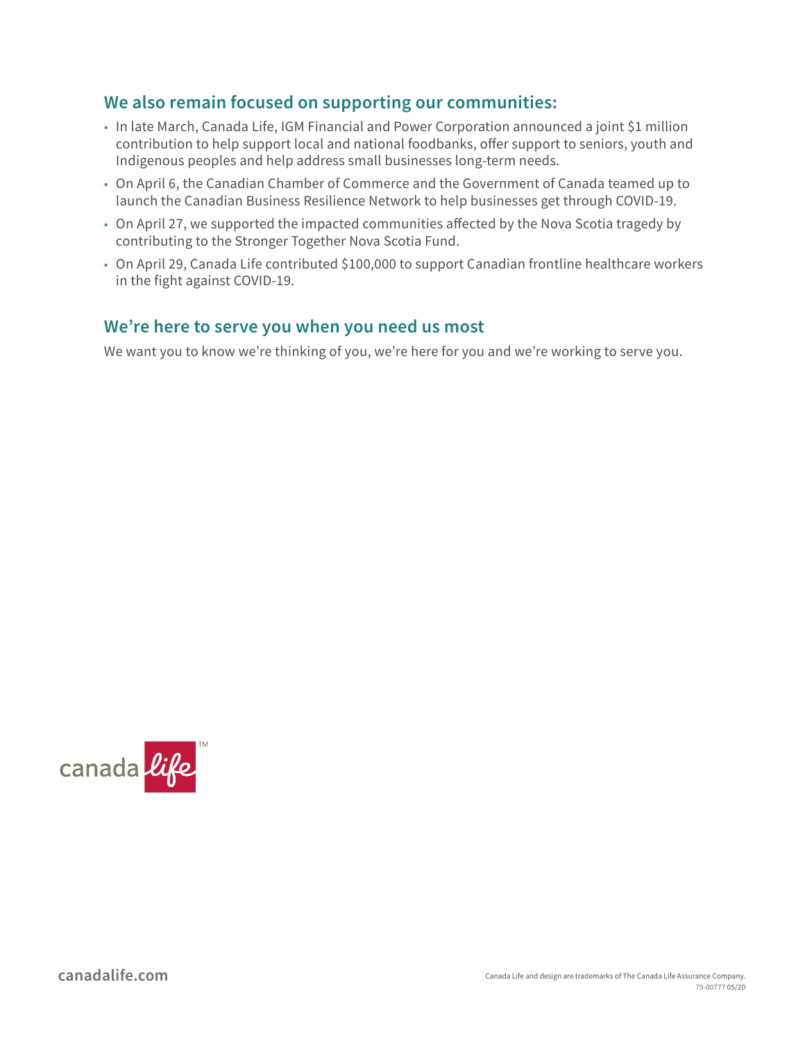## We also remain focused on supporting our communities:

- In late March, Canada Life, IGM Financial and Power Corporation announced a joint $1 million contribution to help support local and national foodbanks, offer support to seniors, youth and Indigenous peoples and help address small businesses long-term needs.
- On April 6, the Canadian Chamber of Commerce and the Government of Canada teamed up to launch the Canadian Business Resilience Network to help businesses get through COVID-19.
- On April 27, we supported the impacted communities affected by the Nova Scotia tragedy by contributing to the Stronger Together Nova Scotia Fund.
- On April 29, Canada Life contributed $100,000 to support Canadian frontline healthcare workers in the fight against COVID-19.

## We're here to serve you when you need us most

We want you to know we're thinking of you, we're here for you and we're working to serve you.

canada life™

canadalife.com

Canada Life and design are trademarks of The Canada Life Assurance Company.
79-00777 05/20